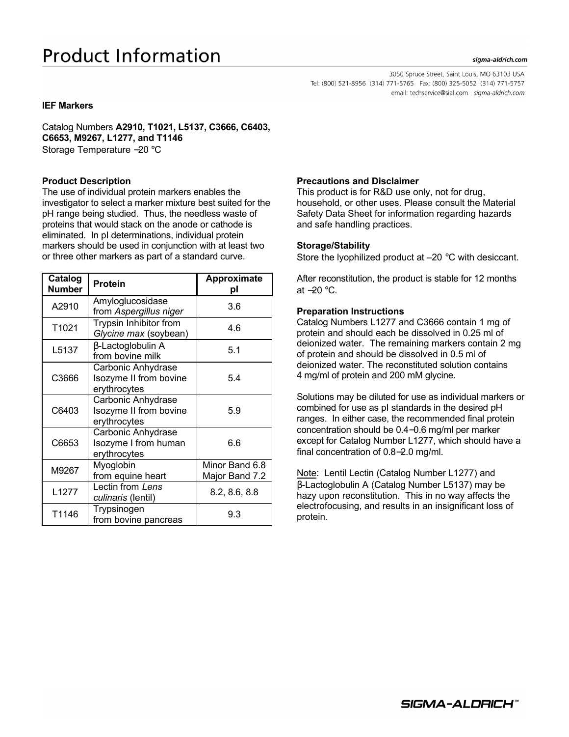# Product Information

## IEF Markers

Catalog Numbers **A2910, T1021, L5137, C3666, C6403, C6653, M9267, L1277, and T1146**
Storage Temperature –20 °C

### Product Description

The use of individual protein markers enables the investigator to select a marker mixture best suited for the pH range being studied. Thus, the needless waste of proteins that would stack on the anode or cathode is eliminated. In pI determinations, individual protein markers should be used in conjunction with at least two or three other markers as part of a standard curve.

| Catalog Number | Protein | Approximate pI |
|---|---|---|
| A2910 | Amyloglucosidase from *Aspergillus niger* | 3.6 |
| T1021 | Trypsin Inhibitor from *Glycine max* (soybean) | 4.6 |
| L5137 | β-Lactoglobulin A from bovine milk | 5.1 |
| C3666 | Carbonic Anhydrase Isozyme II from bovine erythrocytes | 5.4 |
| C6403 | Carbonic Anhydrase Isozyme II from bovine erythrocytes | 5.9 |
| C6653 | Carbonic Anhydrase Isozyme I from human erythrocytes | 6.6 |
| M9267 | Myoglobin from equine heart | Minor Band 6.8<br>Major Band 7.2 |
| L1277 | Lectin from *Lens culinaris* (lentil) | 8.2, 8.6, 8.8 |
| T1146 | Trypsinogen from bovine pancreas | 9.3 |

### Precautions and Disclaimer

This product is for R&D use only, not for drug, household, or other uses. Please consult the Material Safety Data Sheet for information regarding hazards and safe handling practices.

### Storage/Stability

Store the lyophilized product at –20 °C with desiccant.

After reconstitution, the product is stable for 12 months at –20 °C.

### Preparation Instructions

Catalog Numbers L1277 and C3666 contain 1 mg of protein and should each be dissolved in 0.25 ml of deionized water. The remaining markers contain 2 mg of protein and should be dissolved in 0.5 ml of deionized water. The reconstituted solution contains 4 mg/ml of protein and 200 mM glycine.

Solutions may be diluted for use as individual markers or combined for use as pI standards in the desired pH ranges. In either case, the recommended final protein concentration should be 0.4–0.6 mg/ml per marker except for Catalog Number L1277, which should have a final concentration of 0.8–2.0 mg/ml.

Note: Lentil Lectin (Catalog Number L1277) and β-Lactoglobulin A (Catalog Number L5137) may be hazy upon reconstitution. This in no way affects the electrofocusing, and results in an insignificant loss of protein.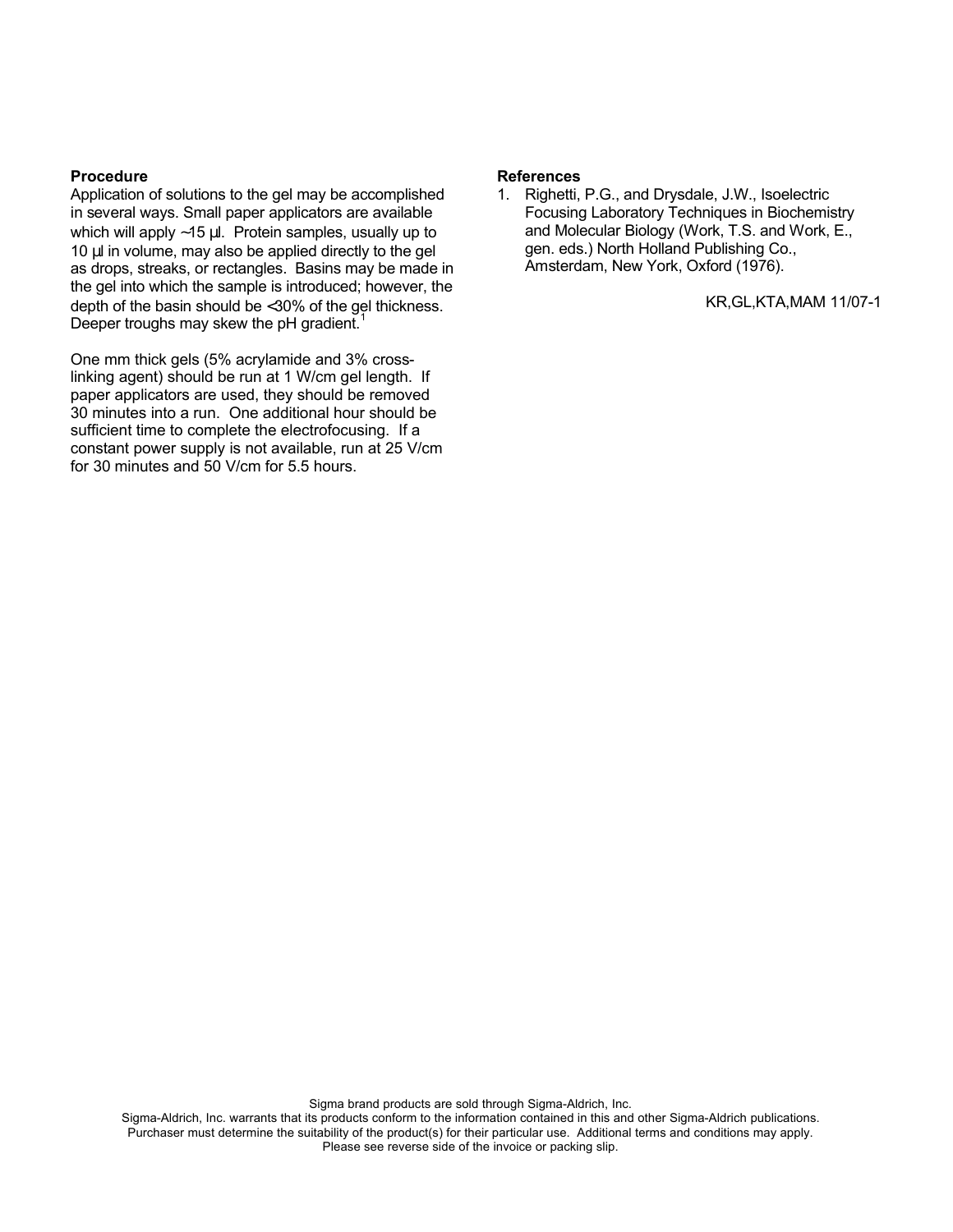**Procedure**

Application of solutions to the gel may be accomplished in several ways. Small paper applicators are available which will apply ~15 µl. Protein samples, usually up to 10 µl in volume, may also be applied directly to the gel as drops, streaks, or rectangles. Basins may be made in the gel into which the sample is introduced; however, the depth of the basin should be <30% of the gel thickness. Deeper troughs may skew the pH gradient.[1]

One mm thick gels (5% acrylamide and 3% cross-linking agent) should be run at 1 W/cm gel length. If paper applicators are used, they should be removed 30 minutes into a run. One additional hour should be sufficient time to complete the electrofocusing. If a constant power supply is not available, run at 25 V/cm for 30 minutes and 50 V/cm for 5.5 hours.

**References**

1. Righetti, P.G., and Drysdale, J.W., Isoelectric Focusing Laboratory Techniques in Biochemistry and Molecular Biology (Work, T.S. and Work, E., gen. eds.) North Holland Publishing Co., Amsterdam, New York, Oxford (1976).

KR,GL,KTA,MAM 11/07-1

Sigma brand products are sold through Sigma-Aldrich, Inc.
Sigma-Aldrich, Inc. warrants that its products conform to the information contained in this and other Sigma-Aldrich publications. Purchaser must determine the suitability of the product(s) for their particular use. Additional terms and conditions may apply. Please see reverse side of the invoice or packing slip.